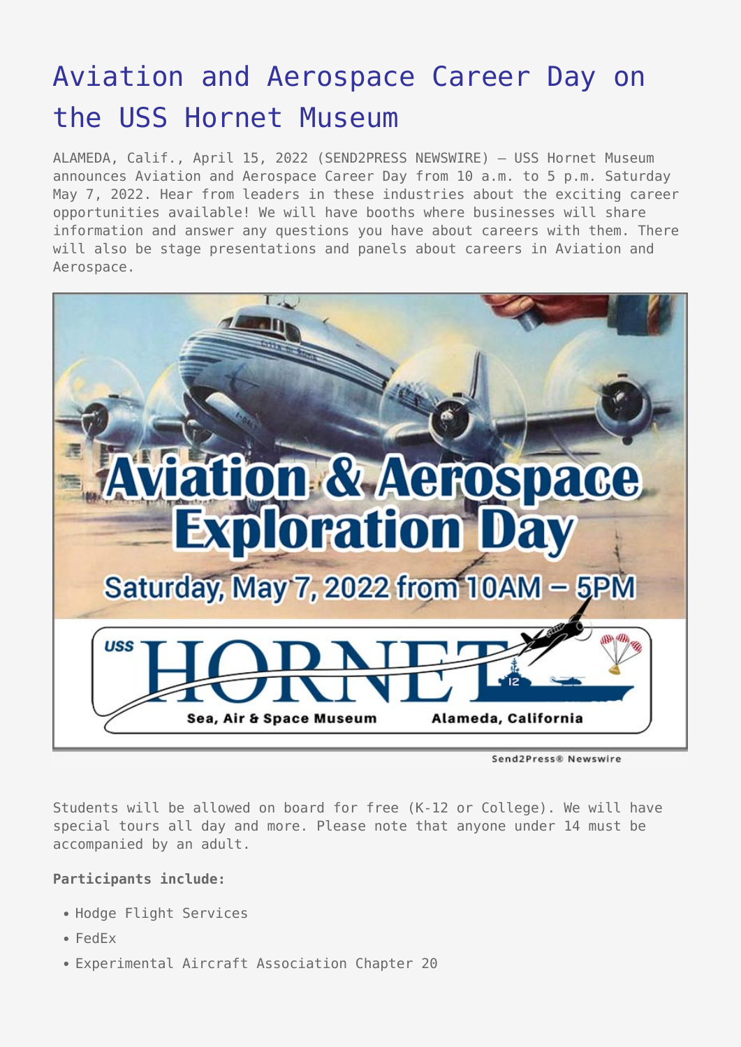# Aviation and Aerospace Career Day on the USS Hornet Museum

ALAMEDA, Calif., April 15, 2022 (SEND2PRESS NEWSWIRE) — USS Hornet Museum announces Aviation and Aerospace Career Day from 10 a.m. to 5 p.m. Saturday May 7, 2022. Hear from leaders in these industries about the exciting career opportunities available! We will have booths where businesses will share information and answer any questions you have about careers with them. There will also be stage presentations and panels about careers in Aviation and Aerospace.

Students will be allowed on board for free (K-12 or College). We will have special tours all day and more. Please note that anyone under 14 must be accompanied by an adult.

**Participants include:**

- Hodge Flight Services
- FedEx
- Experimental Aircraft Association Chapter 20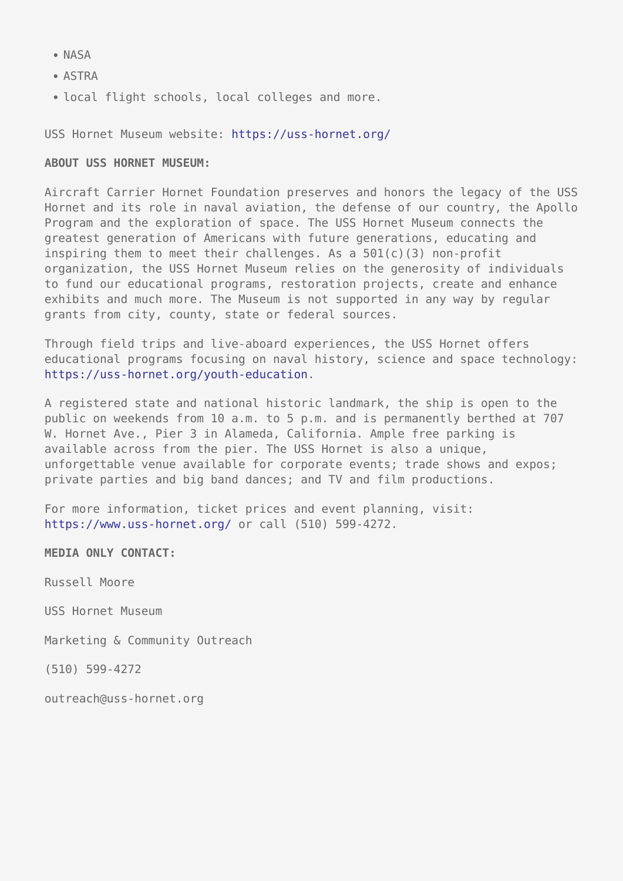- NASA
- ASTRA
- local flight schools, local colleges and more.

USS Hornet Museum website: https://uss-hornet.org/

**ABOUT USS HORNET MUSEUM:**

Aircraft Carrier Hornet Foundation preserves and honors the legacy of the USS Hornet and its role in naval aviation, the defense of our country, the Apollo Program and the exploration of space. The USS Hornet Museum connects the greatest generation of Americans with future generations, educating and inspiring them to meet their challenges. As a 501(c)(3) non-profit organization, the USS Hornet Museum relies on the generosity of individuals to fund our educational programs, restoration projects, create and enhance exhibits and much more. The Museum is not supported in any way by regular grants from city, county, state or federal sources.

Through field trips and live-aboard experiences, the USS Hornet offers educational programs focusing on naval history, science and space technology: https://uss-hornet.org/youth-education.

A registered state and national historic landmark, the ship is open to the public on weekends from 10 a.m. to 5 p.m. and is permanently berthed at 707 W. Hornet Ave., Pier 3 in Alameda, California. Ample free parking is available across from the pier. The USS Hornet is also a unique, unforgettable venue available for corporate events; trade shows and expos; private parties and big band dances; and TV and film productions.

For more information, ticket prices and event planning, visit: https://www.uss-hornet.org/ or call (510) 599-4272.

**MEDIA ONLY CONTACT:**

Russell Moore

USS Hornet Museum

Marketing & Community Outreach

(510) 599-4272

outreach@uss-hornet.org